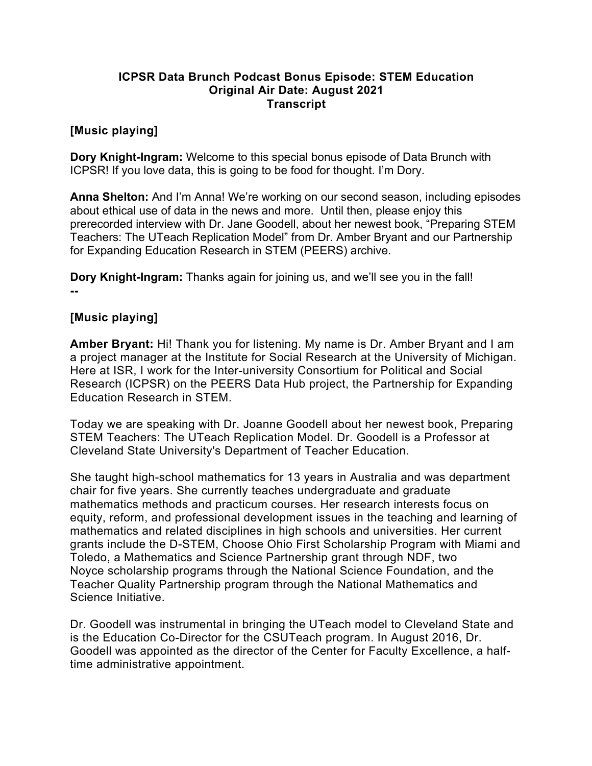**ICPSR Data Brunch Podcast Bonus Episode: STEM Education**
**Original Air Date: August 2021**
**Transcript**

**[Music playing]**

**Dory Knight-Ingram:** Welcome to this special bonus episode of Data Brunch with ICPSR! If you love data, this is going to be food for thought. I'm Dory.

**Anna Shelton:** And I'm Anna! We're working on our second season, including episodes about ethical use of data in the news and more. Until then, please enjoy this prerecorded interview with Dr. Jane Goodell, about her newest book, "Preparing STEM Teachers: The UTeach Replication Model" from Dr. Amber Bryant and our Partnership for Expanding Education Research in STEM (PEERS) archive.

**Dory Knight-Ingram:** Thanks again for joining us, and we'll see you in the fall!
**--**

**[Music playing]**

**Amber Bryant:** Hi! Thank you for listening. My name is Dr. Amber Bryant and I am a project manager at the Institute for Social Research at the University of Michigan. Here at ISR, I work for the Inter-university Consortium for Political and Social Research (ICPSR) on the PEERS Data Hub project, the Partnership for Expanding Education Research in STEM.

Today we are speaking with Dr. Joanne Goodell about her newest book, Preparing STEM Teachers: The UTeach Replication Model. Dr. Goodell is a Professor at Cleveland State University's Department of Teacher Education.

She taught high-school mathematics for 13 years in Australia and was department chair for five years. She currently teaches undergraduate and graduate mathematics methods and practicum courses. Her research interests focus on equity, reform, and professional development issues in the teaching and learning of mathematics and related disciplines in high schools and universities. Her current grants include the D-STEM, Choose Ohio First Scholarship Program with Miami and Toledo, a Mathematics and Science Partnership grant through NDF, two Noyce scholarship programs through the National Science Foundation, and the Teacher Quality Partnership program through the National Mathematics and Science Initiative.

Dr. Goodell was instrumental in bringing the UTeach model to Cleveland State and is the Education Co-Director for the CSUTeach program. In August 2016, Dr. Goodell was appointed as the director of the Center for Faculty Excellence, a half-time administrative appointment.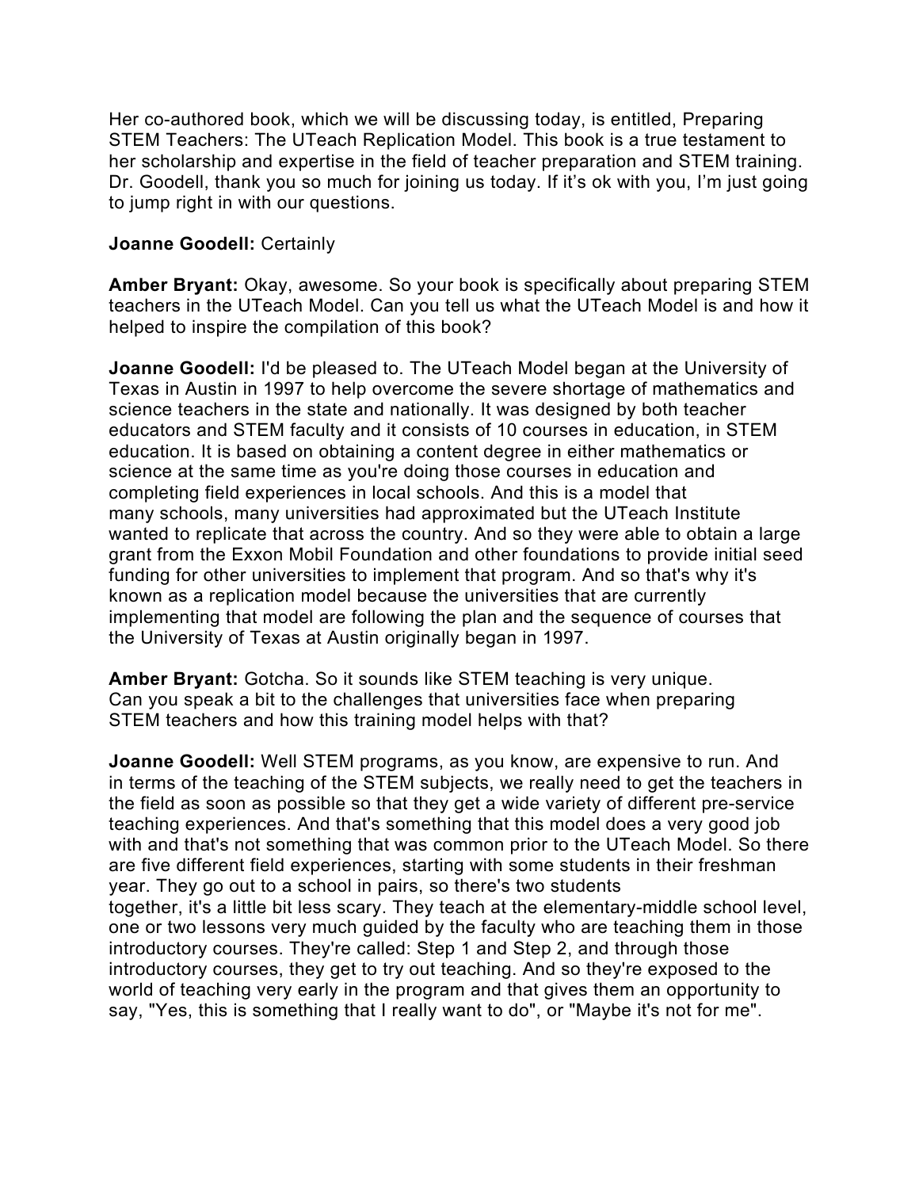Her co-authored book, which we will be discussing today, is entitled, Preparing STEM Teachers: The UTeach Replication Model. This book is a true testament to her scholarship and expertise in the field of teacher preparation and STEM training. Dr. Goodell, thank you so much for joining us today. If it's ok with you, I'm just going to jump right in with our questions.

**Joanne Goodell:** Certainly

**Amber Bryant:** Okay, awesome. So your book is specifically about preparing STEM teachers in the UTeach Model. Can you tell us what the UTeach Model is and how it helped to inspire the compilation of this book?

**Joanne Goodell:** I'd be pleased to. The UTeach Model began at the University of Texas in Austin in 1997 to help overcome the severe shortage of mathematics and science teachers in the state and nationally. It was designed by both teacher educators and STEM faculty and it consists of 10 courses in education, in STEM education. It is based on obtaining a content degree in either mathematics or science at the same time as you're doing those courses in education and completing field experiences in local schools. And this is a model that many schools, many universities had approximated but the UTeach Institute wanted to replicate that across the country. And so they were able to obtain a large grant from the Exxon Mobil Foundation and other foundations to provide initial seed funding for other universities to implement that program. And so that's why it's known as a replication model because the universities that are currently implementing that model are following the plan and the sequence of courses that the University of Texas at Austin originally began in 1997.

**Amber Bryant:** Gotcha. So it sounds like STEM teaching is very unique. Can you speak a bit to the challenges that universities face when preparing STEM teachers and how this training model helps with that?

**Joanne Goodell:** Well STEM programs, as you know, are expensive to run. And in terms of the teaching of the STEM subjects, we really need to get the teachers in the field as soon as possible so that they get a wide variety of different pre-service teaching experiences. And that's something that this model does a very good job with and that's not something that was common prior to the UTeach Model. So there are five different field experiences, starting with some students in their freshman year. They go out to a school in pairs, so there's two students together, it's a little bit less scary. They teach at the elementary-middle school level, one or two lessons very much guided by the faculty who are teaching them in those introductory courses. They're called: Step 1 and Step 2, and through those introductory courses, they get to try out teaching. And so they're exposed to the world of teaching very early in the program and that gives them an opportunity to say, "Yes, this is something that I really want to do", or "Maybe it's not for me".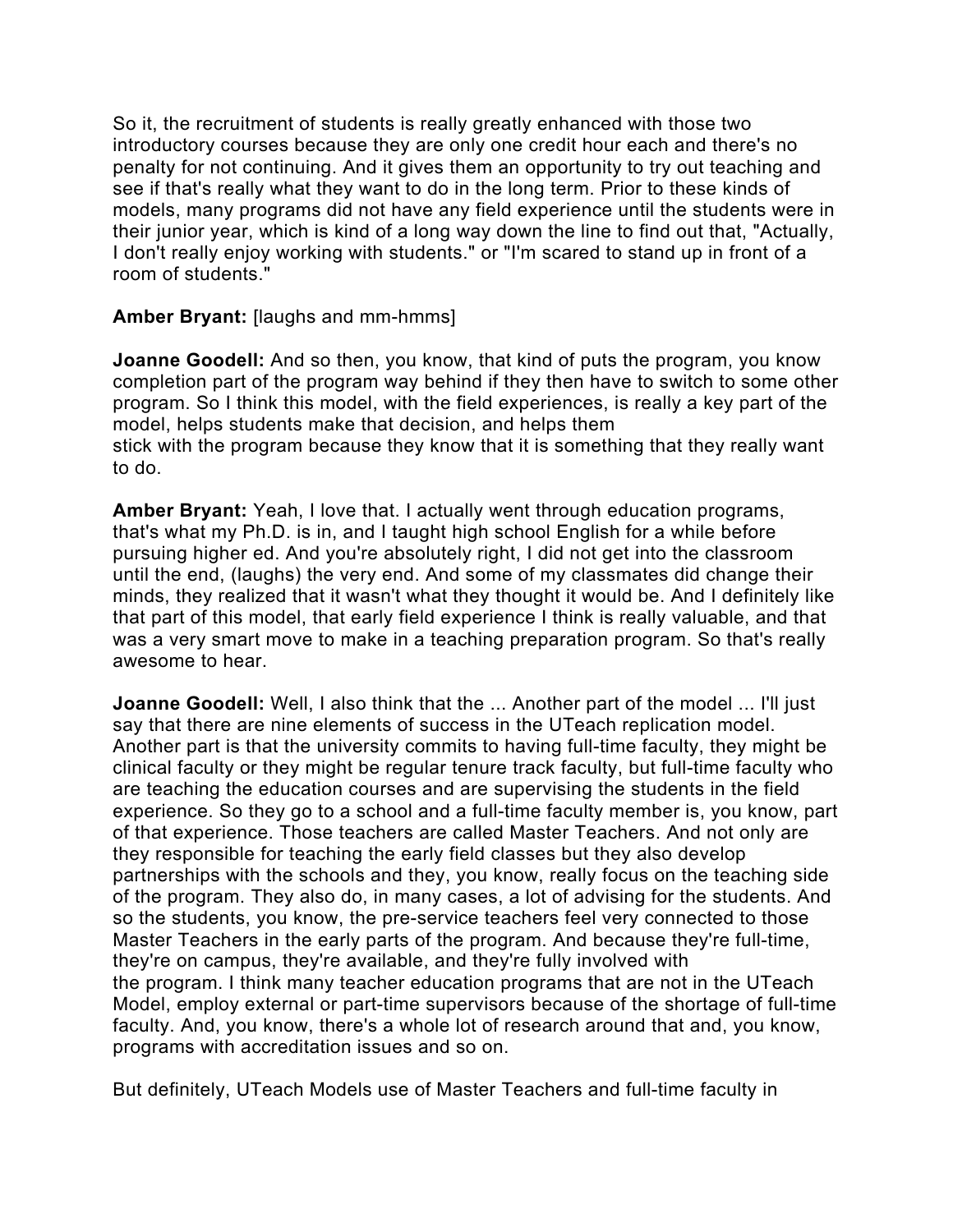So it, the recruitment of students is really greatly enhanced with those two introductory courses because they are only one credit hour each and there's no penalty for not continuing. And it gives them an opportunity to try out teaching and see if that's really what they want to do in the long term. Prior to these kinds of models, many programs did not have any field experience until the students were in their junior year, which is kind of a long way down the line to find out that, "Actually, I don't really enjoy working with students." or "I'm scared to stand up in front of a room of students."

**Amber Bryant:** [laughs and mm-hmms]

**Joanne Goodell:** And so then, you know, that kind of puts the program, you know completion part of the program way behind if they then have to switch to some other program. So I think this model, with the field experiences, is really a key part of the model, helps students make that decision, and helps them stick with the program because they know that it is something that they really want to do.

**Amber Bryant:** Yeah, I love that. I actually went through education programs, that's what my Ph.D. is in, and I taught high school English for a while before pursuing higher ed. And you're absolutely right, I did not get into the classroom until the end, (laughs) the very end. And some of my classmates did change their minds, they realized that it wasn't what they thought it would be. And I definitely like that part of this model, that early field experience I think is really valuable, and that was a very smart move to make in a teaching preparation program. So that's really awesome to hear.

**Joanne Goodell:** Well, I also think that the ... Another part of the model ... I'll just say that there are nine elements of success in the UTeach replication model. Another part is that the university commits to having full-time faculty, they might be clinical faculty or they might be regular tenure track faculty, but full-time faculty who are teaching the education courses and are supervising the students in the field experience. So they go to a school and a full-time faculty member is, you know, part of that experience. Those teachers are called Master Teachers. And not only are they responsible for teaching the early field classes but they also develop partnerships with the schools and they, you know, really focus on the teaching side of the program. They also do, in many cases, a lot of advising for the students. And so the students, you know, the pre-service teachers feel very connected to those Master Teachers in the early parts of the program. And because they're full-time, they're on campus, they're available, and they're fully involved with the program. I think many teacher education programs that are not in the UTeach Model, employ external or part-time supervisors because of the shortage of full-time faculty. And, you know, there's a whole lot of research around that and, you know, programs with accreditation issues and so on.

But definitely, UTeach Models use of Master Teachers and full-time faculty in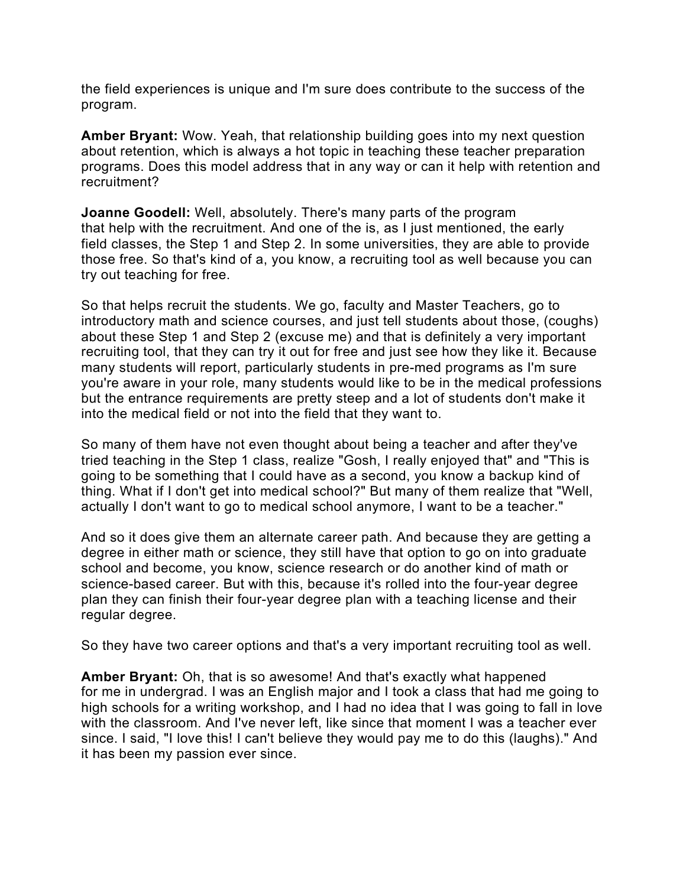the field experiences is unique and I'm sure does contribute to the success of the program.

**Amber Bryant:** Wow. Yeah, that relationship building goes into my next question about retention, which is always a hot topic in teaching these teacher preparation programs. Does this model address that in any way or can it help with retention and recruitment?

**Joanne Goodell:** Well, absolutely. There's many parts of the program that help with the recruitment. And one of the is, as I just mentioned, the early field classes, the Step 1 and Step 2. In some universities, they are able to provide those free. So that's kind of a, you know, a recruiting tool as well because you can try out teaching for free.

So that helps recruit the students. We go, faculty and Master Teachers, go to introductory math and science courses, and just tell students about those, (coughs) about these Step 1 and Step 2 (excuse me) and that is definitely a very important recruiting tool, that they can try it out for free and just see how they like it. Because many students will report, particularly students in pre-med programs as I'm sure you're aware in your role, many students would like to be in the medical professions but the entrance requirements are pretty steep and a lot of students don't make it into the medical field or not into the field that they want to.

So many of them have not even thought about being a teacher and after they've tried teaching in the Step 1 class, realize "Gosh, I really enjoyed that" and "This is going to be something that I could have as a second, you know a backup kind of thing. What if I don't get into medical school?" But many of them realize that "Well, actually I don't want to go to medical school anymore, I want to be a teacher."

And so it does give them an alternate career path. And because they are getting a degree in either math or science, they still have that option to go on into graduate school and become, you know, science research or do another kind of math or science-based career. But with this, because it's rolled into the four-year degree plan they can finish their four-year degree plan with a teaching license and their regular degree.

So they have two career options and that's a very important recruiting tool as well.

**Amber Bryant:** Oh, that is so awesome! And that's exactly what happened for me in undergrad. I was an English major and I took a class that had me going to high schools for a writing workshop, and I had no idea that I was going to fall in love with the classroom. And I've never left, like since that moment I was a teacher ever since. I said, "I love this! I can't believe they would pay me to do this (laughs)." And it has been my passion ever since.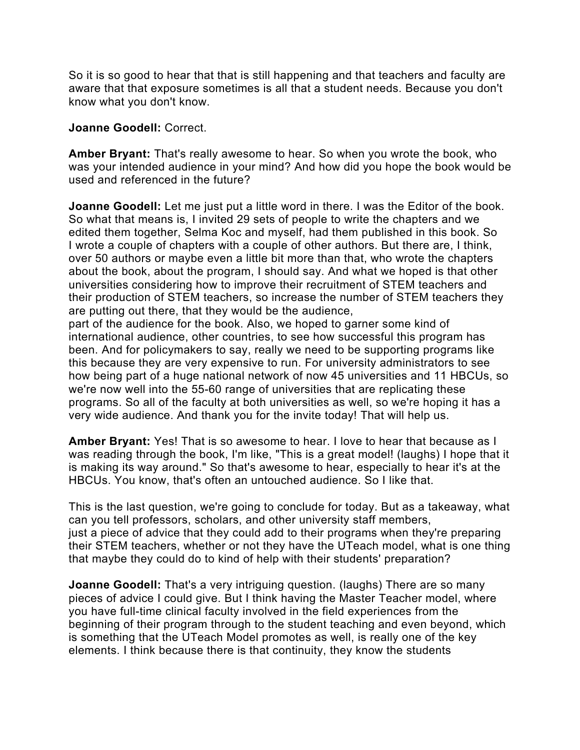So it is so good to hear that that is still happening and that teachers and faculty are aware that that exposure sometimes is all that a student needs. Because you don't know what you don't know.

**Joanne Goodell:** Correct.

**Amber Bryant:** That's really awesome to hear. So when you wrote the book, who was your intended audience in your mind? And how did you hope the book would be used and referenced in the future?

**Joanne Goodell:** Let me just put a little word in there. I was the Editor of the book. So what that means is, I invited 29 sets of people to write the chapters and we edited them together, Selma Koc and myself, had them published in this book. So I wrote a couple of chapters with a couple of other authors. But there are, I think, over 50 authors or maybe even a little bit more than that, who wrote the chapters about the book, about the program, I should say. And what we hoped is that other universities considering how to improve their recruitment of STEM teachers and their production of STEM teachers, so increase the number of STEM teachers they are putting out there, that they would be the audience, part of the audience for the book. Also, we hoped to garner some kind of international audience, other countries, to see how successful this program has been. And for policymakers to say, really we need to be supporting programs like this because they are very expensive to run. For university administrators to see how being part of a huge national network of now 45 universities and 11 HBCUs, so we're now well into the 55-60 range of universities that are replicating these programs. So all of the faculty at both universities as well, so we're hoping it has a very wide audience. And thank you for the invite today! That will help us.

**Amber Bryant:** Yes! That is so awesome to hear. I love to hear that because as I was reading through the book, I'm like, "This is a great model! (laughs) I hope that it is making its way around." So that's awesome to hear, especially to hear it's at the HBCUs. You know, that's often an untouched audience. So I like that.

This is the last question, we're going to conclude for today. But as a takeaway, what can you tell professors, scholars, and other university staff members, just a piece of advice that they could add to their programs when they're preparing their STEM teachers, whether or not they have the UTeach model, what is one thing that maybe they could do to kind of help with their students' preparation?

**Joanne Goodell:** That's a very intriguing question. (laughs) There are so many pieces of advice I could give. But I think having the Master Teacher model, where you have full-time clinical faculty involved in the field experiences from the beginning of their program through to the student teaching and even beyond, which is something that the UTeach Model promotes as well, is really one of the key elements. I think because there is that continuity, they know the students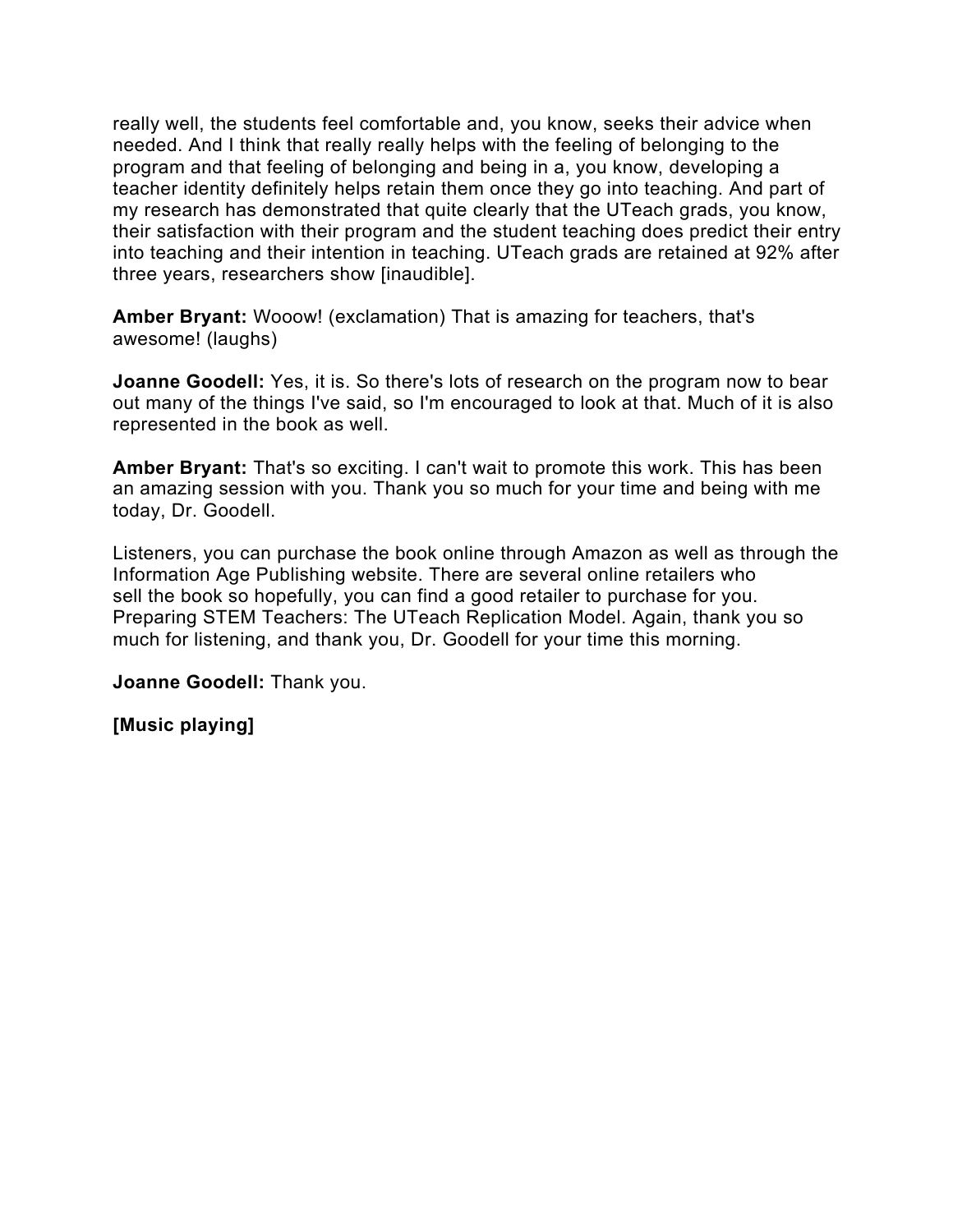really well, the students feel comfortable and, you know, seeks their advice when needed. And I think that really really helps with the feeling of belonging to the program and that feeling of belonging and being in a, you know, developing a teacher identity definitely helps retain them once they go into teaching. And part of my research has demonstrated that quite clearly that the UTeach grads, you know, their satisfaction with their program and the student teaching does predict their entry into teaching and their intention in teaching. UTeach grads are retained at 92% after three years, researchers show [inaudible].

**Amber Bryant:** Wooow! (exclamation) That is amazing for teachers, that's awesome! (laughs)

**Joanne Goodell:** Yes, it is. So there's lots of research on the program now to bear out many of the things I've said, so I'm encouraged to look at that. Much of it is also represented in the book as well.

**Amber Bryant:** That's so exciting. I can't wait to promote this work. This has been an amazing session with you. Thank you so much for your time and being with me today, Dr. Goodell.

Listeners, you can purchase the book online through Amazon as well as through the Information Age Publishing website. There are several online retailers who sell the book so hopefully, you can find a good retailer to purchase for you. Preparing STEM Teachers: The UTeach Replication Model. Again, thank you so much for listening, and thank you, Dr. Goodell for your time this morning.

**Joanne Goodell:** Thank you.

**[Music playing]**